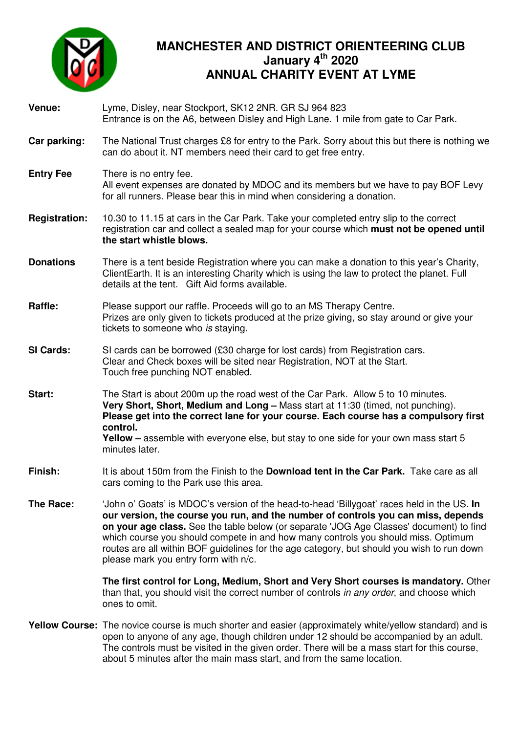# MANCHESTER AND DISTRICT ORIENTEERING CLUB
## January 4th 2020
## ANNUAL CHARITY EVENT AT LYME

**Venue:** Lyme, Disley, near Stockport, SK12 2NR. GR SJ 964 823
Entrance is on the A6, between Disley and High Lane. 1 mile from gate to Car Park.

**Car parking:** The National Trust charges £8 for entry to the Park. Sorry about this but there is nothing we can do about it. NT members need their card to get free entry.

**Entry Fee** There is no entry fee.
All event expenses are donated by MDOC and its members but we have to pay BOF Levy for all runners. Please bear this in mind when considering a donation.

**Registration:** 10.30 to 11.15 at cars in the Car Park. Take your completed entry slip to the correct registration car and collect a sealed map for your course which **must not be opened until the start whistle blows.**

**Donations** There is a tent beside Registration where you can make a donation to this year's Charity, ClientEarth. It is an interesting Charity which is using the law to protect the planet. Full details at the tent. Gift Aid forms available.

**Raffle:** Please support our raffle. Proceeds will go to an MS Therapy Centre.
Prizes are only given to tickets produced at the prize giving, so stay around or give your tickets to someone who *is* staying.

**SI Cards:** SI cards can be borrowed (£30 charge for lost cards) from Registration cars.
Clear and Check boxes will be sited near Registration, NOT at the Start.
Touch free punching NOT enabled.

**Start:** The Start is about 200m up the road west of the Car Park. Allow 5 to 10 minutes.
**Very Short, Short, Medium and Long –** Mass start at 11:30 (timed, not punching).
**Please get into the correct lane for your course. Each course has a compulsory first control.**
**Yellow –** assemble with everyone else, but stay to one side for your own mass start 5 minutes later.

**Finish:** It is about 150m from the Finish to the **Download tent in the Car Park.** Take care as all cars coming to the Park use this area.

**The Race:** 'John o' Goats' is MDOC's version of the head-to-head 'Billygoat' races held in the US. **In our version, the course you run, and the number of controls you can miss, depends on your age class.** See the table below (or separate 'JOG Age Classes' document) to find which course you should compete in and how many controls you should miss. Optimum routes are all within BOF guidelines for the age category, but should you wish to run down please mark you entry form with n/c.

**The first control for Long, Medium, Short and Very Short courses is mandatory.** Other than that, you should visit the correct number of controls *in any order*, and choose which ones to omit.

**Yellow Course:** The novice course is much shorter and easier (approximately white/yellow standard) and is open to anyone of any age, though children under 12 should be accompanied by an adult. The controls must be visited in the given order. There will be a mass start for this course, about 5 minutes after the main mass start, and from the same location.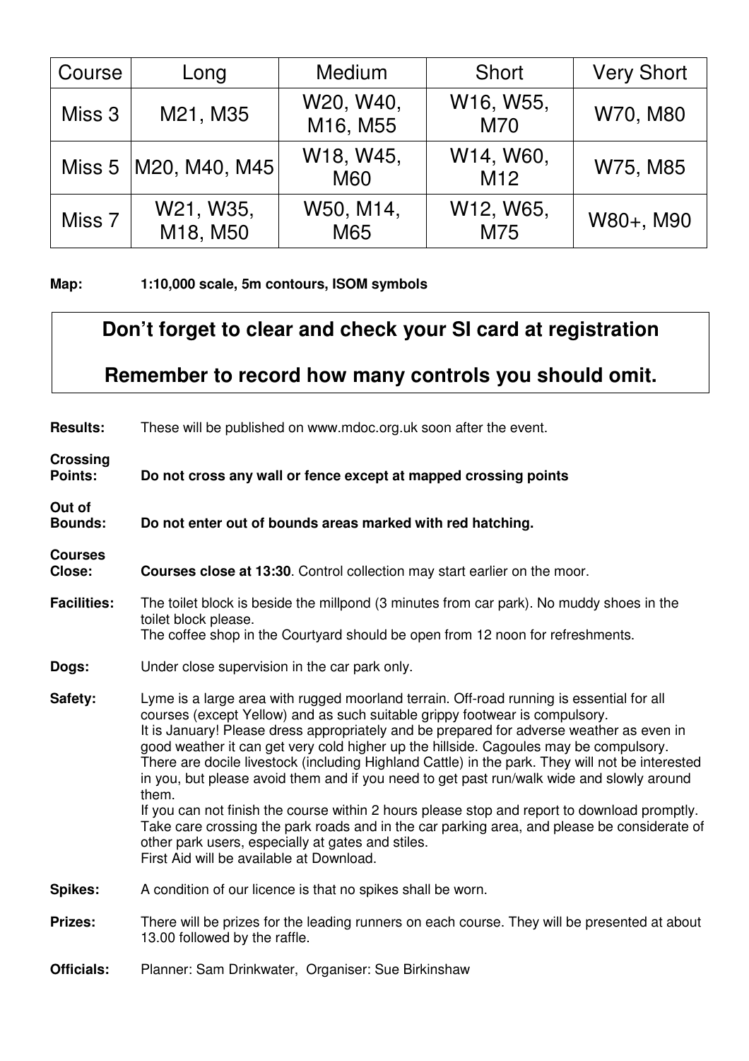| Course | Long | Medium | Short | Very Short |
|---|---|---|---|---|
| Miss 3 | M21, M35 | W20, W40, M16, M55 | W16, W55, M70 | W70, M80 |
| Miss 5 | M20, M40, M45 | W18, W45, M60 | W14, W60, M12 | W75, M85 |
| Miss 7 | W21, W35, M18, M50 | W50, M14, M65 | W12, W65, M75 | W80+, M90 |

**Map:** **1:10,000 scale, 5m contours, ISOM symbols**

**Don't forget to clear and check your SI card at registration**

**Remember to record how many controls you should omit.**

**Results:** These will be published on www.mdoc.org.uk soon after the event.

**Crossing Points:** **Do not cross any wall or fence except at mapped crossing points**

**Out of Bounds:** **Do not enter out of bounds areas marked with red hatching.**

**Courses Close:** **Courses close at 13:30**. Control collection may start earlier on the moor.

**Facilities:** The toilet block is beside the millpond (3 minutes from car park). No muddy shoes in the toilet block please.
The coffee shop in the Courtyard should be open from 12 noon for refreshments.

**Dogs:** Under close supervision in the car park only.

**Safety:** Lyme is a large area with rugged moorland terrain. Off-road running is essential for all courses (except Yellow) and as such suitable grippy footwear is compulsory.
It is January! Please dress appropriately and be prepared for adverse weather as even in good weather it can get very cold higher up the hillside. Cagoules may be compulsory.
There are docile livestock (including Highland Cattle) in the park. They will not be interested in you, but please avoid them and if you need to get past run/walk wide and slowly around them.
If you can not finish the course within 2 hours please stop and report to download promptly.
Take care crossing the park roads and in the car parking area, and please be considerate of other park users, especially at gates and stiles.
First Aid will be available at Download.

**Spikes:** A condition of our licence is that no spikes shall be worn.

**Prizes:** There will be prizes for the leading runners on each course. They will be presented at about 13.00 followed by the raffle.

**Officials:** Planner: Sam Drinkwater, Organiser: Sue Birkinshaw